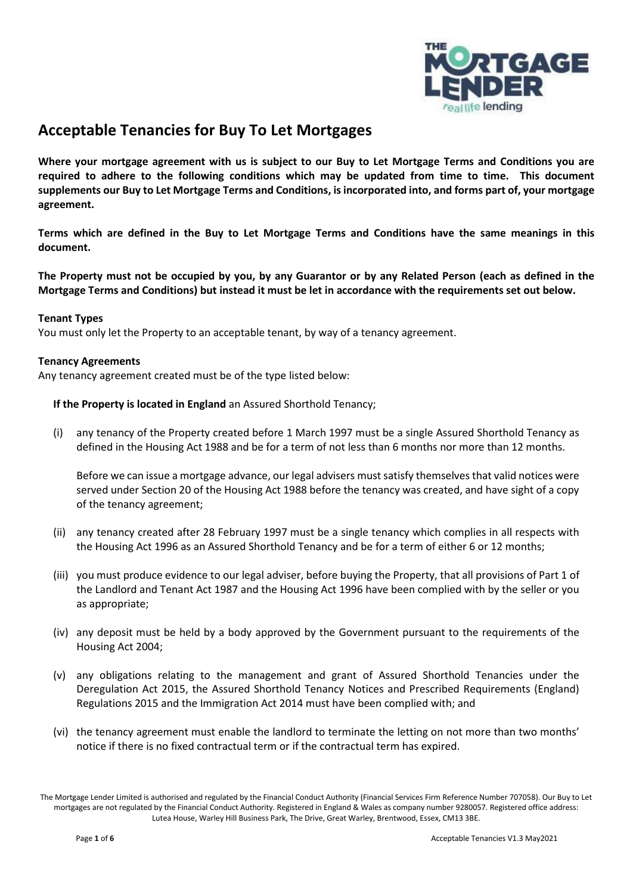# Acceptable Tenancies for Buy To Let Mortgages

**Where your mortgage agreement with us is subject to our Buy to Let Mortgage Terms and Conditions you are required to adhere to the following conditions which may be updated from time to time. This document supplements our Buy to Let Mortgage Terms and Conditions, is incorporated into, and forms part of, your mortgage agreement.**

**Terms which are defined in the Buy to Let Mortgage Terms and Conditions have the same meanings in this document.**

**The Property must not be occupied by you, by any Guarantor or by any Related Person (each as defined in the Mortgage Terms and Conditions) but instead it must be let in accordance with the requirements set out below.**

**Tenant Types**

You must only let the Property to an acceptable tenant, by way of a tenancy agreement.

**Tenancy Agreements**

Any tenancy agreement created must be of the type listed below:

**If the Property is located in England** an Assured Shorthold Tenancy;

(i) any tenancy of the Property created before 1 March 1997 must be a single Assured Shorthold Tenancy as defined in the Housing Act 1988 and be for a term of not less than 6 months nor more than 12 months.

Before we can issue a mortgage advance, our legal advisers must satisfy themselves that valid notices were served under Section 20 of the Housing Act 1988 before the tenancy was created, and have sight of a copy of the tenancy agreement;

(ii) any tenancy created after 28 February 1997 must be a single tenancy which complies in all respects with the Housing Act 1996 as an Assured Shorthold Tenancy and be for a term of either 6 or 12 months;

(iii) you must produce evidence to our legal adviser, before buying the Property, that all provisions of Part 1 of the Landlord and Tenant Act 1987 and the Housing Act 1996 have been complied with by the seller or you as appropriate;

(iv) any deposit must be held by a body approved by the Government pursuant to the requirements of the Housing Act 2004;

(v) any obligations relating to the management and grant of Assured Shorthold Tenancies under the Deregulation Act 2015, the Assured Shorthold Tenancy Notices and Prescribed Requirements (England) Regulations 2015 and the Immigration Act 2014 must have been complied with; and

(vi) the tenancy agreement must enable the landlord to terminate the letting on not more than two months' notice if there is no fixed contractual term or if the contractual term has expired.

The Mortgage Lender Limited is authorised and regulated by the Financial Conduct Authority (Financial Services Firm Reference Number 707058). Our Buy to Let mortgages are not regulated by the Financial Conduct Authority. Registered in England & Wales as company number 9280057. Registered office address: Lutea House, Warley Hill Business Park, The Drive, Great Warley, Brentwood, Essex, CM13 3BE.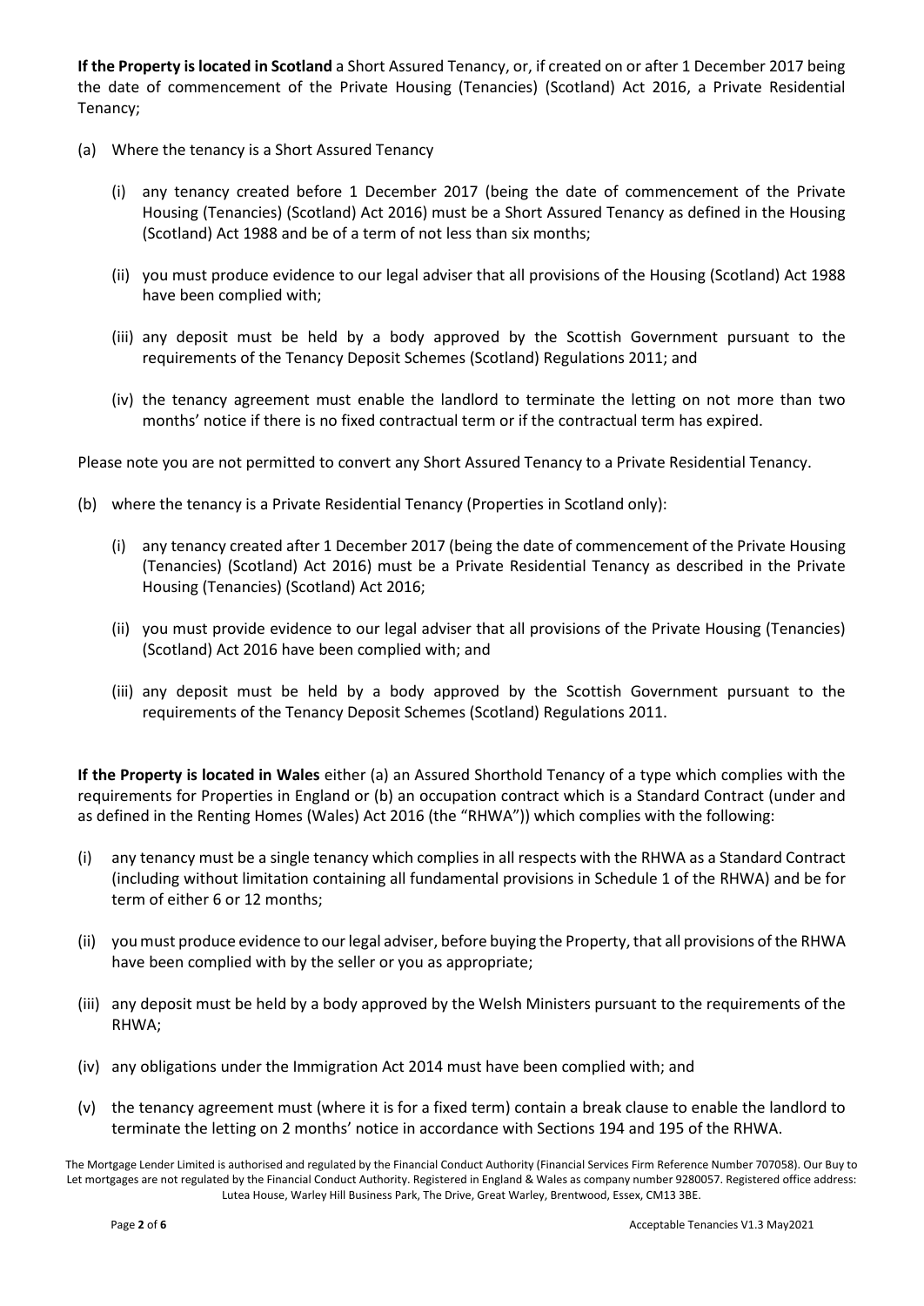**If the Property is located in Scotland** a Short Assured Tenancy, or, if created on or after 1 December 2017 being the date of commencement of the Private Housing (Tenancies) (Scotland) Act 2016, a Private Residential Tenancy;

(a) Where the tenancy is a Short Assured Tenancy

   (i) any tenancy created before 1 December 2017 (being the date of commencement of the Private Housing (Tenancies) (Scotland) Act 2016) must be a Short Assured Tenancy as defined in the Housing (Scotland) Act 1988 and be of a term of not less than six months;

   (ii) you must produce evidence to our legal adviser that all provisions of the Housing (Scotland) Act 1988 have been complied with;

   (iii) any deposit must be held by a body approved by the Scottish Government pursuant to the requirements of the Tenancy Deposit Schemes (Scotland) Regulations 2011; and

   (iv) the tenancy agreement must enable the landlord to terminate the letting on not more than two months' notice if there is no fixed contractual term or if the contractual term has expired.

Please note you are not permitted to convert any Short Assured Tenancy to a Private Residential Tenancy.

(b) where the tenancy is a Private Residential Tenancy (Properties in Scotland only):

   (i) any tenancy created after 1 December 2017 (being the date of commencement of the Private Housing (Tenancies) (Scotland) Act 2016) must be a Private Residential Tenancy as described in the Private Housing (Tenancies) (Scotland) Act 2016;

   (ii) you must provide evidence to our legal adviser that all provisions of the Private Housing (Tenancies) (Scotland) Act 2016 have been complied with; and

   (iii) any deposit must be held by a body approved by the Scottish Government pursuant to the requirements of the Tenancy Deposit Schemes (Scotland) Regulations 2011.

**If the Property is located in Wales** either (a) an Assured Shorthold Tenancy of a type which complies with the requirements for Properties in England or (b) an occupation contract which is a Standard Contract (under and as defined in the Renting Homes (Wales) Act 2016 (the "RHWA")) which complies with the following:

(i) any tenancy must be a single tenancy which complies in all respects with the RHWA as a Standard Contract (including without limitation containing all fundamental provisions in Schedule 1 of the RHWA) and be for term of either 6 or 12 months;

(ii) you must produce evidence to our legal adviser, before buying the Property, that all provisions of the RHWA have been complied with by the seller or you as appropriate;

(iii) any deposit must be held by a body approved by the Welsh Ministers pursuant to the requirements of the RHWA;

(iv) any obligations under the Immigration Act 2014 must have been complied with; and

(v) the tenancy agreement must (where it is for a fixed term) contain a break clause to enable the landlord to terminate the letting on 2 months' notice in accordance with Sections 194 and 195 of the RHWA.

The Mortgage Lender Limited is authorised and regulated by the Financial Conduct Authority (Financial Services Firm Reference Number 707058). Our Buy to Let mortgages are not regulated by the Financial Conduct Authority. Registered in England & Wales as company number 9280057. Registered office address: Lutea House, Warley Hill Business Park, The Drive, Great Warley, Brentwood, Essex, CM13 3BE.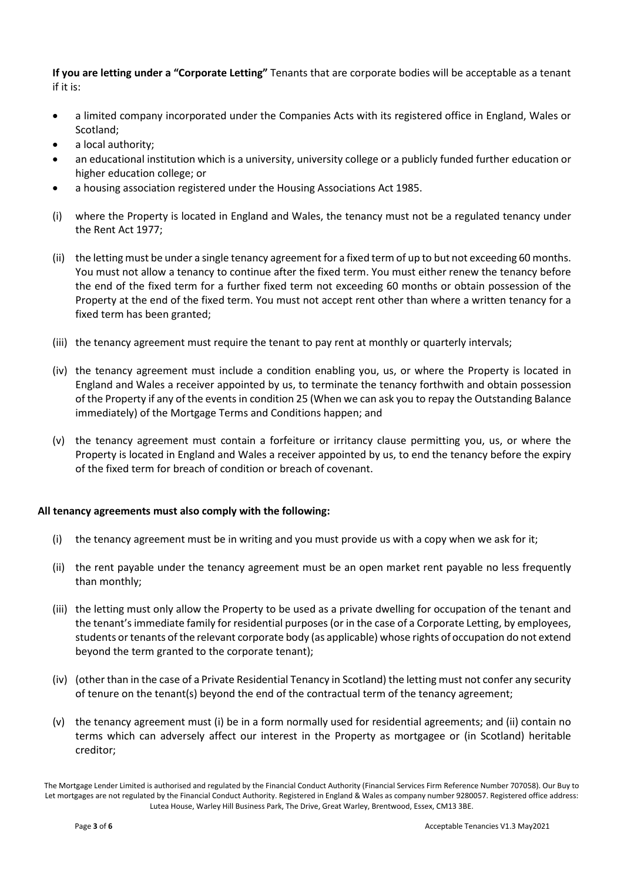**If you are letting under a "Corporate Letting"** Tenants that are corporate bodies will be acceptable as a tenant if it is:

- a limited company incorporated under the Companies Acts with its registered office in England, Wales or Scotland;
- a local authority;
- an educational institution which is a university, university college or a publicly funded further education or higher education college; or
- a housing association registered under the Housing Associations Act 1985.

(i) where the Property is located in England and Wales, the tenancy must not be a regulated tenancy under the Rent Act 1977;

(ii) the letting must be under a single tenancy agreement for a fixed term of up to but not exceeding 60 months. You must not allow a tenancy to continue after the fixed term. You must either renew the tenancy before the end of the fixed term for a further fixed term not exceeding 60 months or obtain possession of the Property at the end of the fixed term. You must not accept rent other than where a written tenancy for a fixed term has been granted;

(iii) the tenancy agreement must require the tenant to pay rent at monthly or quarterly intervals;

(iv) the tenancy agreement must include a condition enabling you, us, or where the Property is located in England and Wales a receiver appointed by us, to terminate the tenancy forthwith and obtain possession of the Property if any of the events in condition 25 (When we can ask you to repay the Outstanding Balance immediately) of the Mortgage Terms and Conditions happen; and

(v) the tenancy agreement must contain a forfeiture or irritancy clause permitting you, us, or where the Property is located in England and Wales a receiver appointed by us, to end the tenancy before the expiry of the fixed term for breach of condition or breach of covenant.

**All tenancy agreements must also comply with the following:**

(i) the tenancy agreement must be in writing and you must provide us with a copy when we ask for it;

(ii) the rent payable under the tenancy agreement must be an open market rent payable no less frequently than monthly;

(iii) the letting must only allow the Property to be used as a private dwelling for occupation of the tenant and the tenant's immediate family for residential purposes (or in the case of a Corporate Letting, by employees, students or tenants of the relevant corporate body (as applicable) whose rights of occupation do not extend beyond the term granted to the corporate tenant);

(iv) (other than in the case of a Private Residential Tenancy in Scotland) the letting must not confer any security of tenure on the tenant(s) beyond the end of the contractual term of the tenancy agreement;

(v) the tenancy agreement must (i) be in a form normally used for residential agreements; and (ii) contain no terms which can adversely affect our interest in the Property as mortgagee or (in Scotland) heritable creditor;

The Mortgage Lender Limited is authorised and regulated by the Financial Conduct Authority (Financial Services Firm Reference Number 707058). Our Buy to Let mortgages are not regulated by the Financial Conduct Authority. Registered in England & Wales as company number 9280057. Registered office address: Lutea House, Warley Hill Business Park, The Drive, Great Warley, Brentwood, Essex, CM13 3BE.

Acceptable Tenancies V1.3 May2021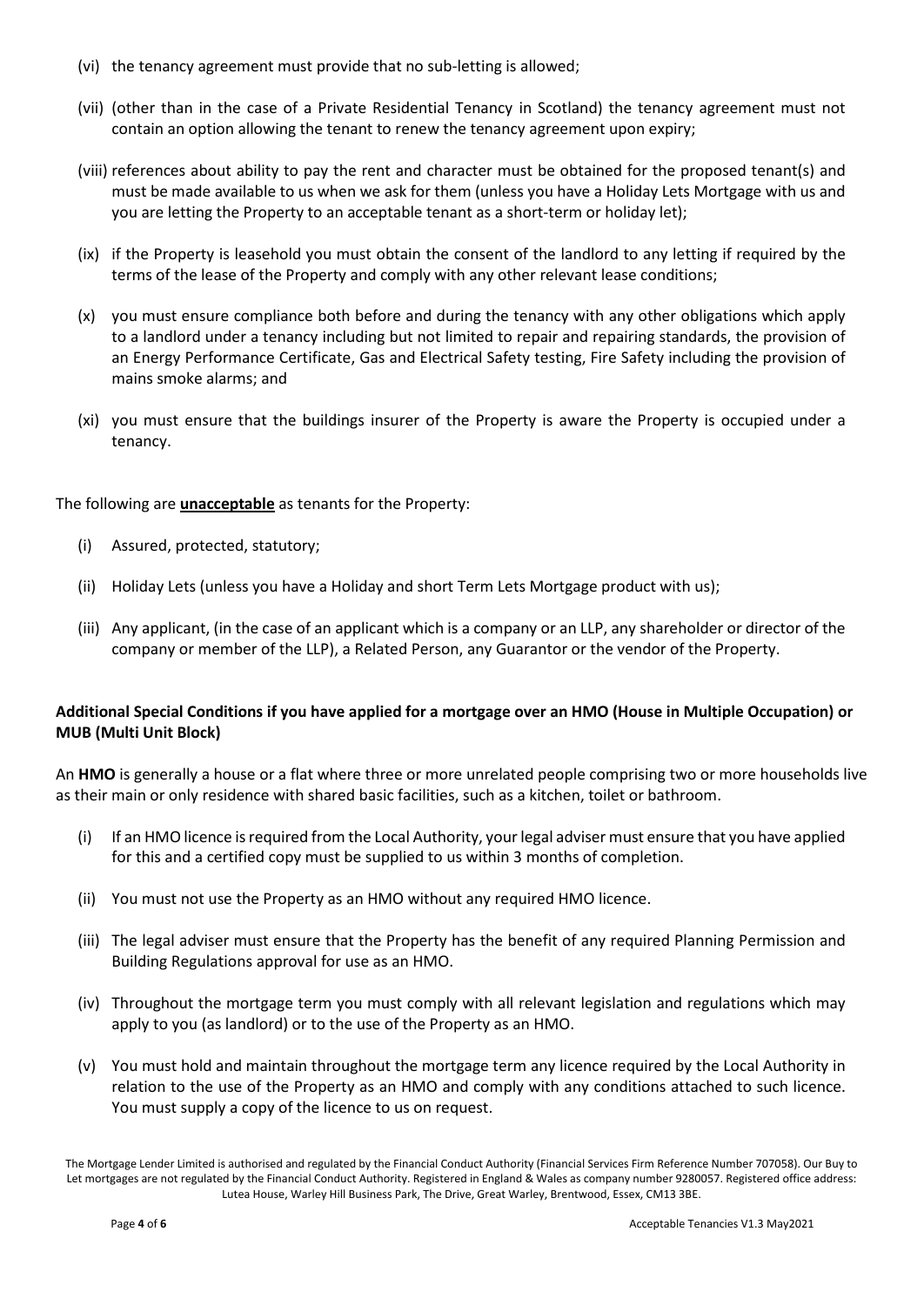(vi) the tenancy agreement must provide that no sub-letting is allowed;

(vii) (other than in the case of a Private Residential Tenancy in Scotland) the tenancy agreement must not contain an option allowing the tenant to renew the tenancy agreement upon expiry;

(viii) references about ability to pay the rent and character must be obtained for the proposed tenant(s) and must be made available to us when we ask for them (unless you have a Holiday Lets Mortgage with us and you are letting the Property to an acceptable tenant as a short-term or holiday let);

(ix) if the Property is leasehold you must obtain the consent of the landlord to any letting if required by the terms of the lease of the Property and comply with any other relevant lease conditions;

(x) you must ensure compliance both before and during the tenancy with any other obligations which apply to a landlord under a tenancy including but not limited to repair and repairing standards, the provision of an Energy Performance Certificate, Gas and Electrical Safety testing, Fire Safety including the provision of mains smoke alarms; and

(xi) you must ensure that the buildings insurer of the Property is aware the Property is occupied under a tenancy.

The following are **unacceptable** as tenants for the Property:

(i) Assured, protected, statutory;

(ii) Holiday Lets (unless you have a Holiday and short Term Lets Mortgage product with us);

(iii) Any applicant, (in the case of an applicant which is a company or an LLP, any shareholder or director of the company or member of the LLP), a Related Person, any Guarantor or the vendor of the Property.

**Additional Special Conditions if you have applied for a mortgage over an HMO (House in Multiple Occupation) or MUB (Multi Unit Block)**

An **HMO** is generally a house or a flat where three or more unrelated people comprising two or more households live as their main or only residence with shared basic facilities, such as a kitchen, toilet or bathroom.

(i) If an HMO licence is required from the Local Authority, your legal adviser must ensure that you have applied for this and a certified copy must be supplied to us within 3 months of completion.

(ii) You must not use the Property as an HMO without any required HMO licence.

(iii) The legal adviser must ensure that the Property has the benefit of any required Planning Permission and Building Regulations approval for use as an HMO.

(iv) Throughout the mortgage term you must comply with all relevant legislation and regulations which may apply to you (as landlord) or to the use of the Property as an HMO.

(v) You must hold and maintain throughout the mortgage term any licence required by the Local Authority in relation to the use of the Property as an HMO and comply with any conditions attached to such licence. You must supply a copy of the licence to us on request.

The Mortgage Lender Limited is authorised and regulated by the Financial Conduct Authority (Financial Services Firm Reference Number 707058). Our Buy to Let mortgages are not regulated by the Financial Conduct Authority. Registered in England & Wales as company number 9280057. Registered office address: Lutea House, Warley Hill Business Park, The Drive, Great Warley, Brentwood, Essex, CM13 3BE.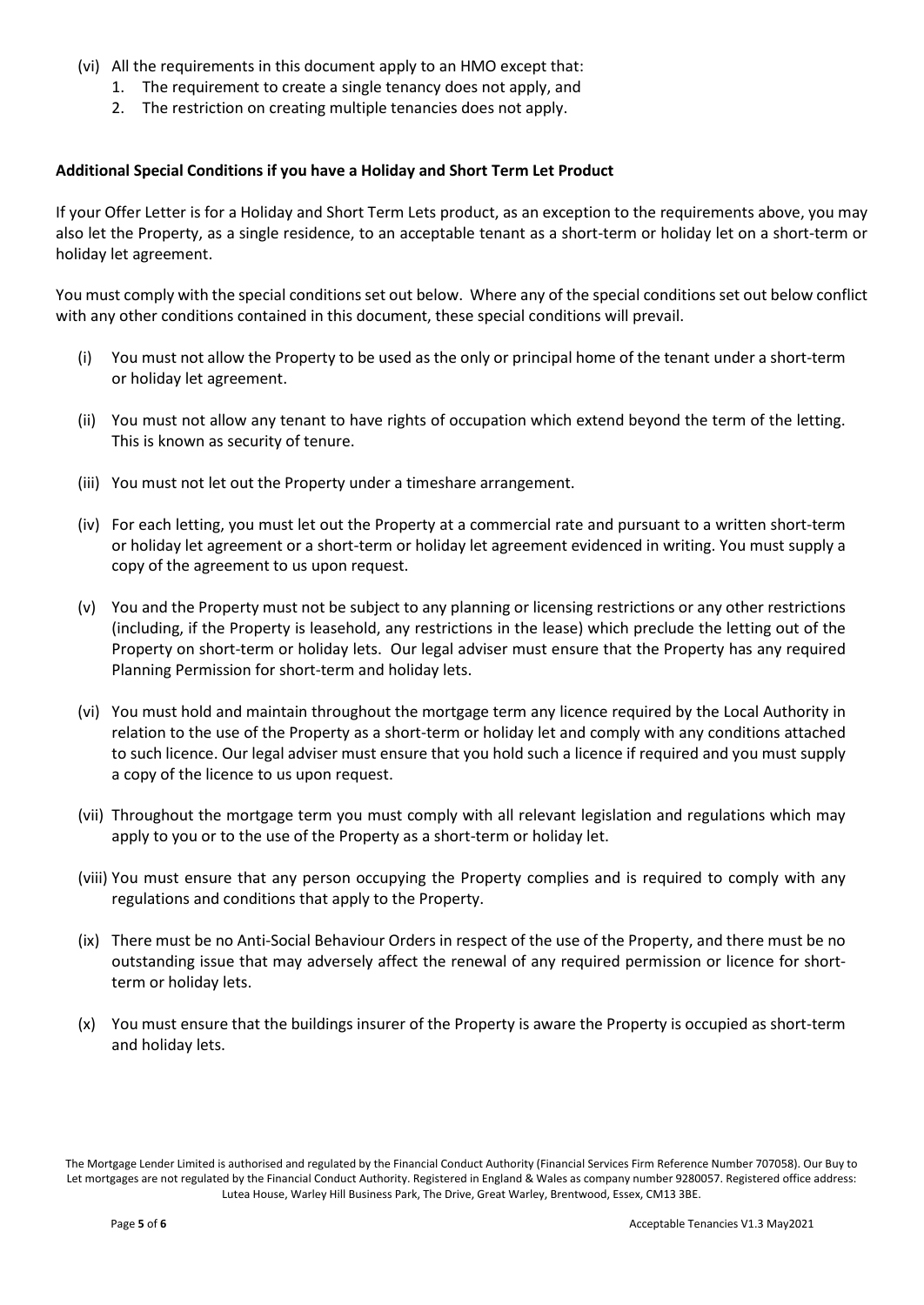(vi) All the requirements in this document apply to an HMO except that:
   1. The requirement to create a single tenancy does not apply, and
   2. The restriction on creating multiple tenancies does not apply.

**Additional Special Conditions if you have a Holiday and Short Term Let Product**

If your Offer Letter is for a Holiday and Short Term Lets product, as an exception to the requirements above, you may also let the Property, as a single residence, to an acceptable tenant as a short-term or holiday let on a short-term or holiday let agreement.

You must comply with the special conditions set out below. Where any of the special conditions set out below conflict with any other conditions contained in this document, these special conditions will prevail.

(i) You must not allow the Property to be used as the only or principal home of the tenant under a short-term or holiday let agreement.

(ii) You must not allow any tenant to have rights of occupation which extend beyond the term of the letting. This is known as security of tenure.

(iii) You must not let out the Property under a timeshare arrangement.

(iv) For each letting, you must let out the Property at a commercial rate and pursuant to a written short-term or holiday let agreement or a short-term or holiday let agreement evidenced in writing. You must supply a copy of the agreement to us upon request.

(v) You and the Property must not be subject to any planning or licensing restrictions or any other restrictions (including, if the Property is leasehold, any restrictions in the lease) which preclude the letting out of the Property on short-term or holiday lets. Our legal adviser must ensure that the Property has any required Planning Permission for short-term and holiday lets.

(vi) You must hold and maintain throughout the mortgage term any licence required by the Local Authority in relation to the use of the Property as a short-term or holiday let and comply with any conditions attached to such licence. Our legal adviser must ensure that you hold such a licence if required and you must supply a copy of the licence to us upon request.

(vii) Throughout the mortgage term you must comply with all relevant legislation and regulations which may apply to you or to the use of the Property as a short-term or holiday let.

(viii) You must ensure that any person occupying the Property complies and is required to comply with any regulations and conditions that apply to the Property.

(ix) There must be no Anti-Social Behaviour Orders in respect of the use of the Property, and there must be no outstanding issue that may adversely affect the renewal of any required permission or licence for short-term or holiday lets.

(x) You must ensure that the buildings insurer of the Property is aware the Property is occupied as short-term and holiday lets.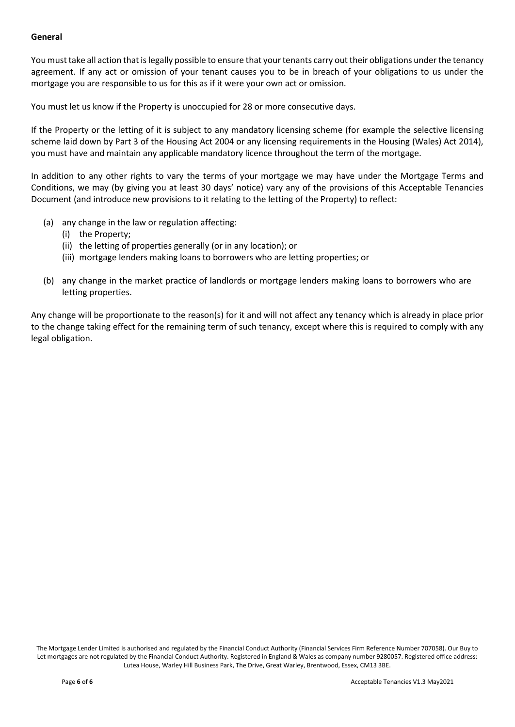**General**

You must take all action that is legally possible to ensure that your tenants carry out their obligations under the tenancy agreement. If any act or omission of your tenant causes you to be in breach of your obligations to us under the mortgage you are responsible to us for this as if it were your own act or omission.

You must let us know if the Property is unoccupied for 28 or more consecutive days.

If the Property or the letting of it is subject to any mandatory licensing scheme (for example the selective licensing scheme laid down by Part 3 of the Housing Act 2004 or any licensing requirements in the Housing (Wales) Act 2014), you must have and maintain any applicable mandatory licence throughout the term of the mortgage.

In addition to any other rights to vary the terms of your mortgage we may have under the Mortgage Terms and Conditions, we may (by giving you at least 30 days' notice) vary any of the provisions of this Acceptable Tenancies Document (and introduce new provisions to it relating to the letting of the Property) to reflect:

- (a) any change in the law or regulation affecting:
  - (i) the Property;
  - (ii) the letting of properties generally (or in any location); or
  - (iii) mortgage lenders making loans to borrowers who are letting properties; or
- (b) any change in the market practice of landlords or mortgage lenders making loans to borrowers who are letting properties.

Any change will be proportionate to the reason(s) for it and will not affect any tenancy which is already in place prior to the change taking effect for the remaining term of such tenancy, except where this is required to comply with any legal obligation.

The Mortgage Lender Limited is authorised and regulated by the Financial Conduct Authority (Financial Services Firm Reference Number 707058). Our Buy to Let mortgages are not regulated by the Financial Conduct Authority. Registered in England & Wales as company number 9280057. Registered office address: Lutea House, Warley Hill Business Park, The Drive, Great Warley, Brentwood, Essex, CM13 3BE.